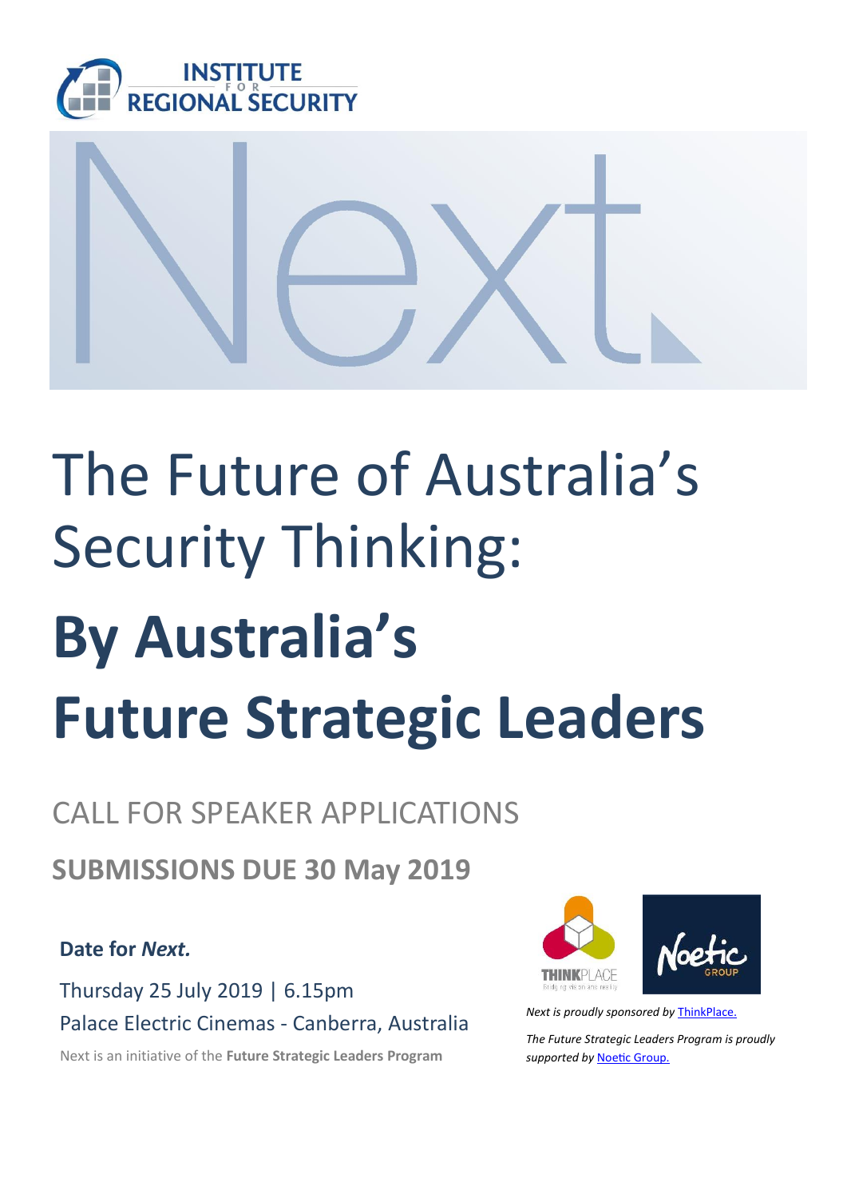INSTITUTE FOR REGIONAL SECURITY

# Next.

# The Future of Australia's Security Thinking:

# By Australia's Future Strategic Leaders

## CALL FOR SPEAKER APPLICATIONS

## SUBMISSIONS DUE 30 May 2019

**Date for *Next.***

Thursday 25 July 2019 | 6.15pm

Palace Electric Cinemas - Canberra, Australia

Next is an initiative of the **Future Strategic Leaders Program**

THINKPLACE
Bridging vision and reality

Noetic GROUP

*Next is proudly sponsored by* [ThinkPlace.]()

*The Future Strategic Leaders Program is proudly supported by* [Noetic Group.]()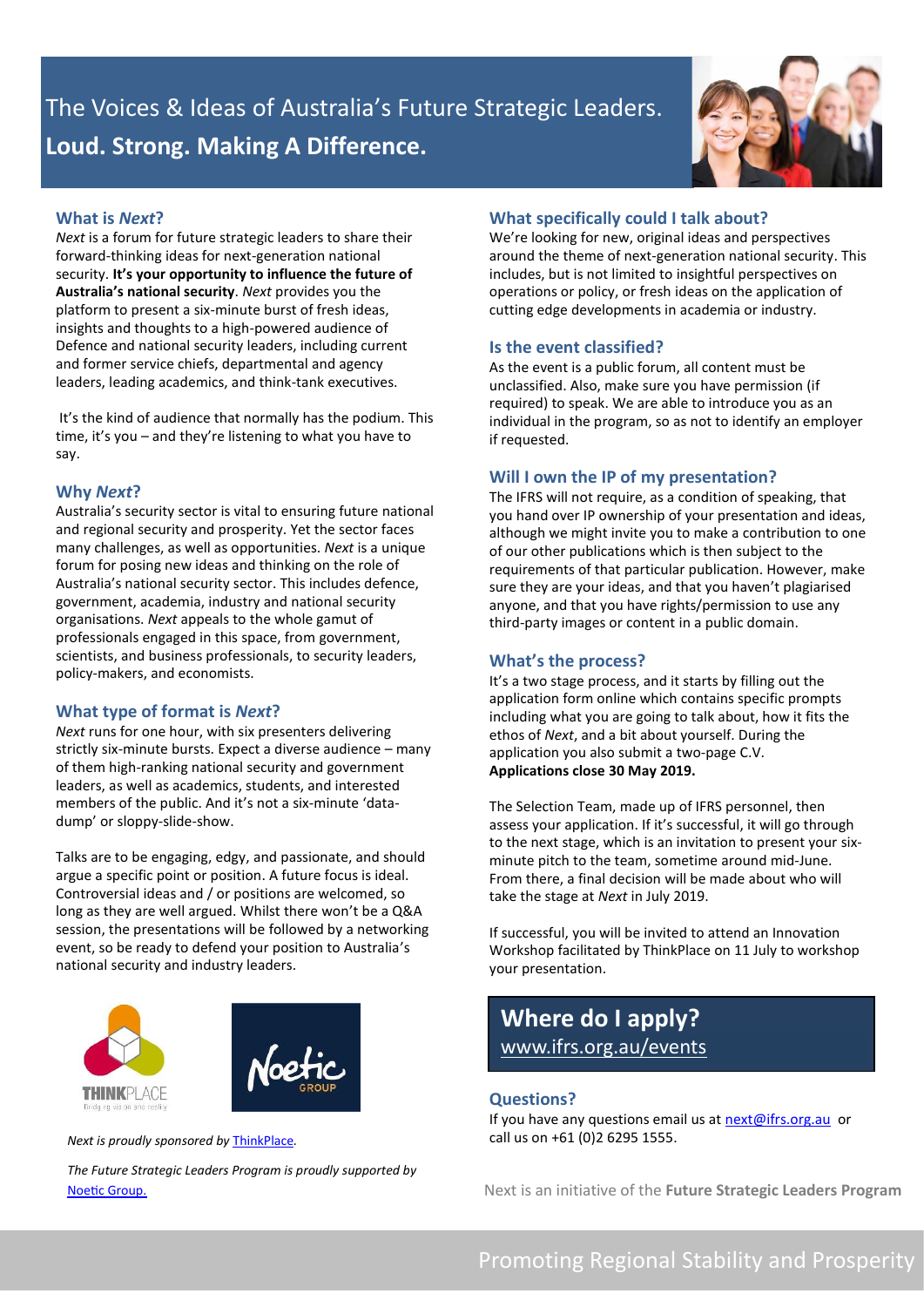# The Voices & Ideas of Australia's Future Strategic Leaders.

## Loud. Strong. Making A Difference.

### What is *Next*?

*Next* is a forum for future strategic leaders to share their forward-thinking ideas for next-generation national security. **It's your opportunity to influence the future of Australia's national security**. *Next* provides you the platform to present a six-minute burst of fresh ideas, insights and thoughts to a high-powered audience of Defence and national security leaders, including current and former service chiefs, departmental and agency leaders, leading academics, and think-tank executives.

It's the kind of audience that normally has the podium. This time, it's you – and they're listening to what you have to say.

### Why *Next*?

Australia's security sector is vital to ensuring future national and regional security and prosperity. Yet the sector faces many challenges, as well as opportunities. *Next* is a unique forum for posing new ideas and thinking on the role of Australia's national security sector. This includes defence, government, academia, industry and national security organisations. *Next* appeals to the whole gamut of professionals engaged in this space, from government, scientists, and business professionals, to security leaders, policy-makers, and economists.

### What type of format is *Next*?

*Next* runs for one hour, with six presenters delivering strictly six-minute bursts. Expect a diverse audience – many of them high-ranking national security and government leaders, as well as academics, students, and interested members of the public. And it's not a six-minute 'data-dump' or sloppy-slide-show.

Talks are to be engaging, edgy, and passionate, and should argue a specific point or position. A future focus is ideal. Controversial ideas and / or positions are welcomed, so long as they are well argued. Whilst there won't be a Q&A session, the presentations will be followed by a networking event, so be ready to defend your position to Australia's national security and industry leaders.

*Next is proudly sponsored by ThinkPlace.*

*The Future Strategic Leaders Program is proudly supported by Noetic Group.*

### What specifically could I talk about?

We're looking for new, original ideas and perspectives around the theme of next-generation national security. This includes, but is not limited to insightful perspectives on operations or policy, or fresh ideas on the application of cutting edge developments in academia or industry.

### Is the event classified?

As the event is a public forum, all content must be unclassified. Also, make sure you have permission (if required) to speak. We are able to introduce you as an individual in the program, so as not to identify an employer if requested.

### Will I own the IP of my presentation?

The IFRS will not require, as a condition of speaking, that you hand over IP ownership of your presentation and ideas, although we might invite you to make a contribution to one of our other publications which is then subject to the requirements of that particular publication. However, make sure they are your ideas, and that you haven't plagiarised anyone, and that you have rights/permission to use any third-party images or content in a public domain.

### What's the process?

It's a two stage process, and it starts by filling out the application form online which contains specific prompts including what you are going to talk about, how it fits the ethos of *Next*, and a bit about yourself. During the application you also submit a two-page C.V.
**Applications close 30 May 2019.**

The Selection Team, made up of IFRS personnel, then assess your application. If it's successful, it will go through to the next stage, which is an invitation to present your six-minute pitch to the team, sometime around mid-June. From there, a final decision will be made about who will take the stage at *Next* in July 2019.

If successful, you will be invited to attend an Innovation Workshop facilitated by ThinkPlace on 11 July to workshop your presentation.

## Where do I apply?

www.ifrs.org.au/events

### Questions?

If you have any questions email us at next@ifrs.org.au or call us on +61 (0)2 6295 1555.

Next is an initiative of the **Future Strategic Leaders Program**

Promoting Regional Stability and Prosperity